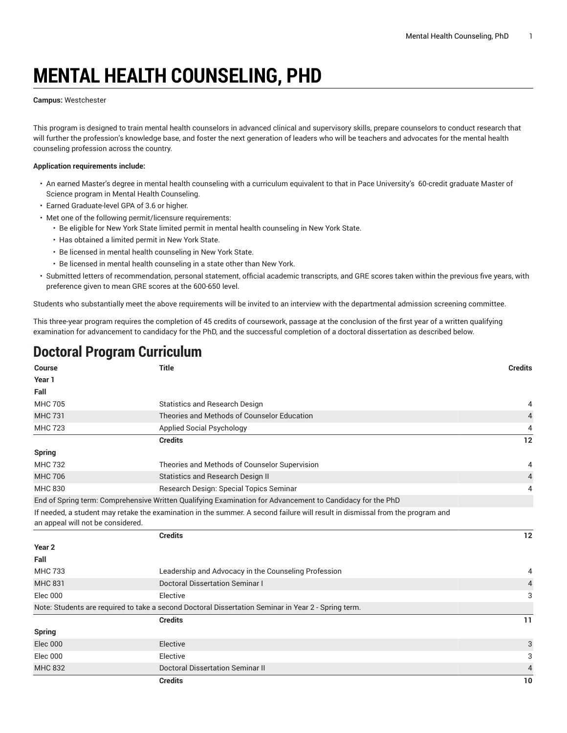# MENTAL HEALTH COUNSELING, PHD

**Campus:** Westchester

This program is designed to train mental health counselors in advanced clinical and supervisory skills, prepare counselors to conduct research that will further the profession's knowledge base, and foster the next generation of leaders who will be teachers and advocates for the mental health counseling profession across the country.

**Application requirements include:**

- An earned Master's degree in mental health counseling with a curriculum equivalent to that in Pace University's 60-credit graduate Master of Science program in Mental Health Counseling.
- Earned Graduate-level GPA of 3.6 or higher.
- Met one of the following permit/licensure requirements:
  - Be eligible for New York State limited permit in mental health counseling in New York State.
  - Has obtained a limited permit in New York State.
  - Be licensed in mental health counseling in New York State.
  - Be licensed in mental health counseling in a state other than New York.
- Submitted letters of recommendation, personal statement, official academic transcripts, and GRE scores taken within the previous five years, with preference given to mean GRE scores at the 600-650 level.

Students who substantially meet the above requirements will be invited to an interview with the departmental admission screening committee.

This three-year program requires the completion of 45 credits of coursework, passage at the conclusion of the first year of a written qualifying examination for advancement to candidacy for the PhD, and the successful completion of a doctoral dissertation as described below.

## Doctoral Program Curriculum

| Course | Title | Credits |
|---|---|---|
| **Year 1** | | |
| **Fall** | | |
| MHC 705 | Statistics and Research Design | 4 |
| MHC 731 | Theories and Methods of Counselor Education | 4 |
| MHC 723 | Applied Social Psychology | 4 |
| | **Credits** | **12** |
| **Spring** | | |
| MHC 732 | Theories and Methods of Counselor Supervision | 4 |
| MHC 706 | Statistics and Research Design II | 4 |
| MHC 830 | Research Design: Special Topics Seminar | 4 |
| End of Spring term: Comprehensive Written Qualifying Examination for Advancement to Candidacy for the PhD | | |
| If needed, a student may retake the examination in the summer. A second failure will result in dismissal from the program and an appeal will not be considered. | | |
| | **Credits** | **12** |
| **Year 2** | | |
| **Fall** | | |
| MHC 733 | Leadership and Advocacy in the Counseling Profession | 4 |
| MHC 831 | Doctoral Dissertation Seminar I | 4 |
| Elec 000 | Elective | 3 |
| Note: Students are required to take a second Doctoral Dissertation Seminar in Year 2 - Spring term. | | |
| | **Credits** | **11** |
| **Spring** | | |
| Elec 000 | Elective | 3 |
| Elec 000 | Elective | 3 |
| MHC 832 | Doctoral Dissertation Seminar II | 4 |
| | **Credits** | **10** |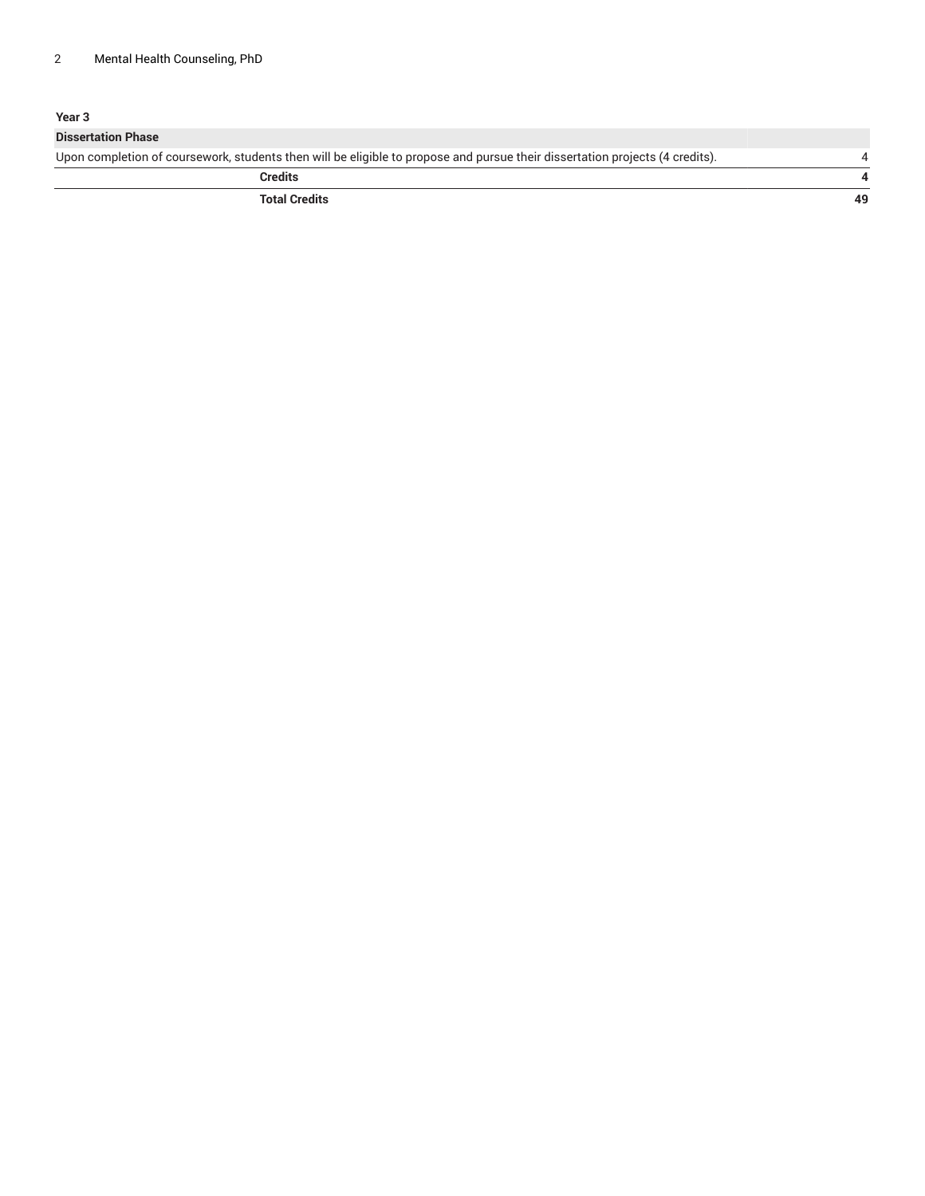| Year 3 | |
|---|---|
| **Dissertation Phase** | |
| Upon completion of coursework, students then will be eligible to propose and pursue their dissertation projects (4 credits). | 4 |
| **Credits** | **4** |
| **Total Credits** | **49** |